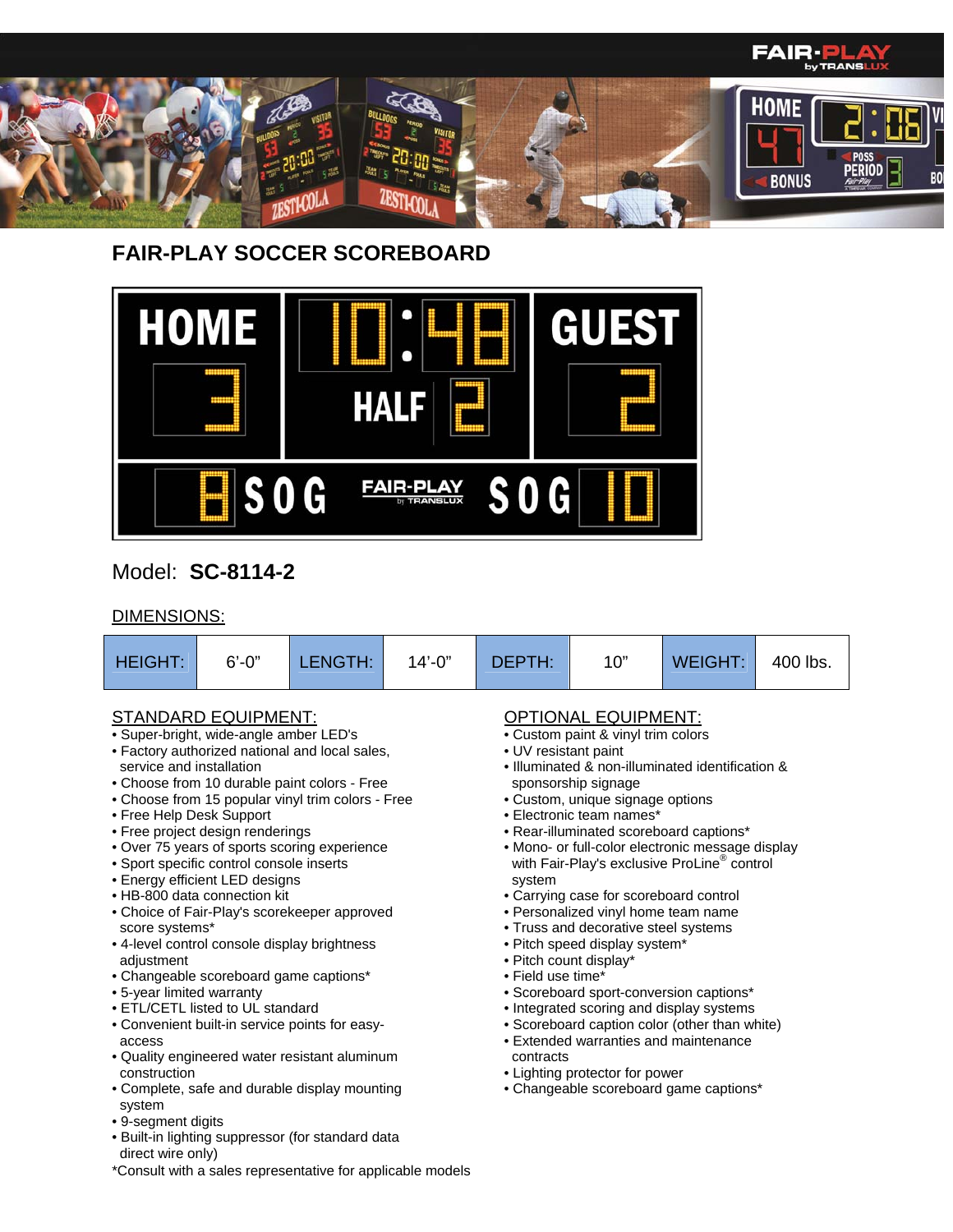# FAIR-PLAY SOCCER SCOREBOARD

Model: **SC-8114-2**

DIMENSIONS:

| HEIGHT: | 6'-0" | LENGTH: | 14'-0" | DEPTH: | 10" | WEIGHT: | 400 lbs. |
|---|---|---|---|---|---|---|---|

## STANDARD EQUIPMENT:

- Super-bright, wide-angle amber LED's
- Factory authorized national and local sales, service and installation
- Choose from 10 durable paint colors - Free
- Choose from 15 popular vinyl trim colors - Free
- Free Help Desk Support
- Free project design renderings
- Over 75 years of sports scoring experience
- Sport specific control console inserts
- Energy efficient LED designs
- HB-800 data connection kit
- Choice of Fair-Play's scorekeeper approved score systems*
- 4-level control console display brightness adjustment
- Changeable scoreboard game captions*
- 5-year limited warranty
- ETL/CETL listed to UL standard
- Convenient built-in service points for easy-access
- Quality engineered water resistant aluminum construction
- Complete, safe and durable display mounting system
- 9-segment digits
- Built-in lighting suppressor (for standard data direct wire only)

*Consult with a sales representative for applicable models

## OPTIONAL EQUIPMENT:

- Custom paint & vinyl trim colors
- UV resistant paint
- Illuminated & non-illuminated identification & sponsorship signage
- Custom, unique signage options
- Electronic team names*
- Rear-illuminated scoreboard captions*
- Mono- or full-color electronic message display with Fair-Play's exclusive ProLine® control system
- Carrying case for scoreboard control
- Personalized vinyl home team name
- Truss and decorative steel systems
- Pitch speed display system*
- Pitch count display*
- Field use time*
- Scoreboard sport-conversion captions*
- Integrated scoring and display systems
- Scoreboard caption color (other than white)
- Extended warranties and maintenance contracts
- Lighting protector for power
- Changeable scoreboard game captions*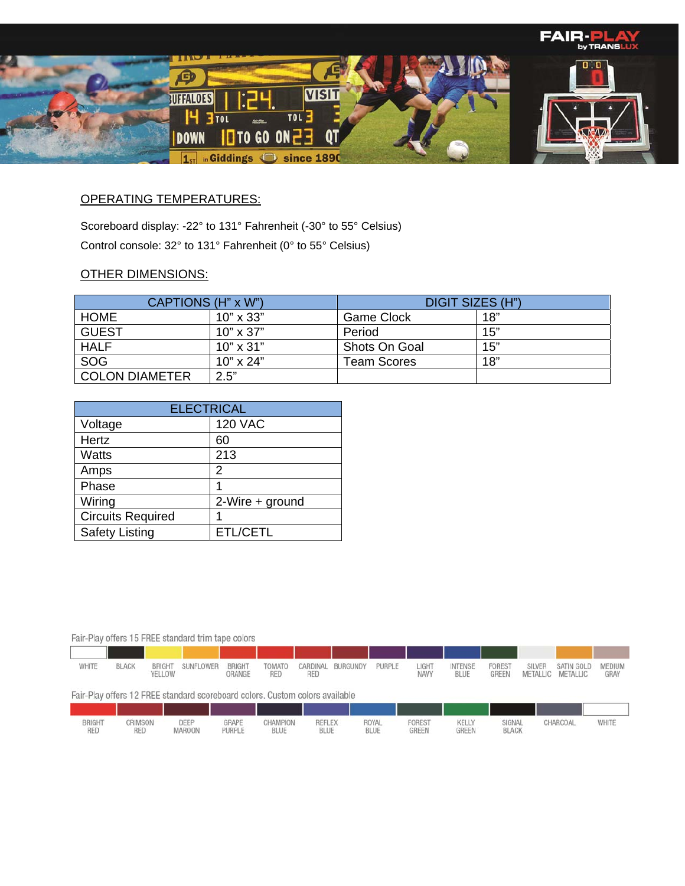## OPERATING TEMPERATURES:

Scoreboard display: -22° to 131° Fahrenheit (-30° to 55° Celsius)

Control console: 32° to 131° Fahrenheit (0° to 55° Celsius)

## OTHER DIMENSIONS:

| CAPTIONS (H" x W") | | DIGIT SIZES (H") | |
|---|---|---|---|
| HOME | 10" x 33" | Game Clock | 18" |
| GUEST | 10" x 37" | Period | 15" |
| HALF | 10" x 31" | Shots On Goal | 15" |
| SOG | 10" x 24" | Team Scores | 18" |
| COLON DIAMETER | 2.5" | | |

| ELECTRICAL | |
|---|---|
| Voltage | 120 VAC |
| Hertz | 60 |
| Watts | 213 |
| Amps | 2 |
| Phase | 1 |
| Wiring | 2-Wire + ground |
| Circuits Required | 1 |
| Safety Listing | ETL/CETL |

Fair-Play offers 15 FREE standard trim tape colors

WHITE, BLACK, BRIGHT YELLOW, SUNFLOWER, BRIGHT ORANGE, TOMATO RED, CARDINAL RED, BURGUNDY, PURPLE, LIGHT NAVY, INTENSE BLUE, FOREST GREEN, SILVER METALLIC, SATIN GOLD METALLIC, MEDIUM GRAY

Fair-Play offers 12 FREE standard scoreboard colors. Custom colors available

BRIGHT RED, CRIMSON RED, DEEP MAROON, GRAPE PURPLE, CHAMPION BLUE, REFLEX BLUE, ROYAL BLUE, FOREST GREEN, KELLY GREEN, SIGNAL BLACK, CHARCOAL, WHITE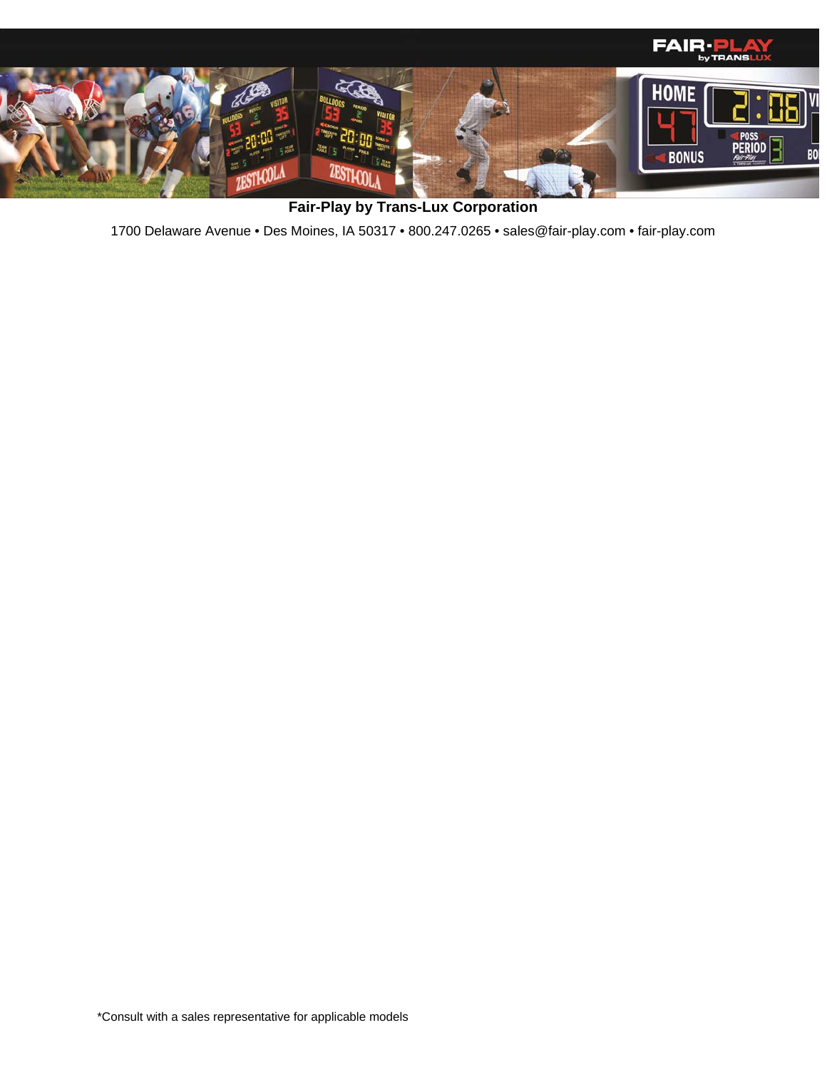**Fair-Play by Trans-Lux Corporation**

1700 Delaware Avenue • Des Moines, IA 50317 • 800.247.0265 • sales@fair-play.com • fair-play.com

*Consult with a sales representative for applicable models